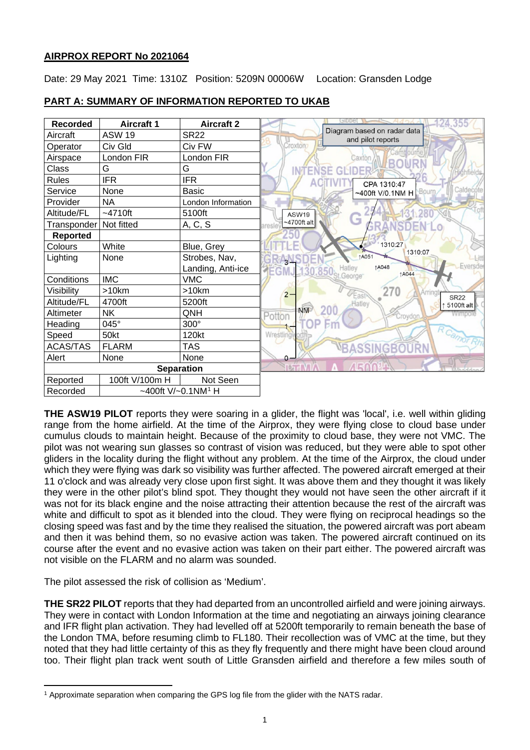**AIRPROX REPORT No 2021064**

Date: 29 May 2021 Time: 1310Z Position: 5209N 00006W Location: Gransden Lodge

## PART A: SUMMARY OF INFORMATION REPORTED TO UKAB

| Recorded | Aircraft 1 | Aircraft 2 |
|---|---|---|
| Aircraft | ASW 19 | SR22 |
| Operator | Civ Gld | Civ FW |
| Airspace | London FIR | London FIR |
| Class | G | G |
| Rules | IFR | IFR |
| Service | None | Basic |
| Provider | NA | London Information |
| Altitude/FL | ~4710ft | 5100ft |
| Transponder | Not fitted | A, C, S |
| **Reported** | | |
| Colours | White | Blue, Grey |
| Lighting | None | Strobes, Nav, Landing, Anti-ice |
| Conditions | IMC | VMC |
| Visibility | >10km | >10km |
| Altitude/FL | 4700ft | 5200ft |
| Altimeter | NK | QNH |
| Heading | 045° | 300° |
| Speed | 50kt | 120kt |
| ACAS/TAS | FLARM | TAS |
| Alert | None | None |
| **Separation** | | |
| Reported | 100ft V/100m H | Not Seen |
| Recorded | ~400ft V/~0.1NM[1] H | |

Diagram based on radar data and pilot reports

CPA 1310:47 ~400ft V/0.1NM H

**THE ASW19 PILOT** reports they were soaring in a glider, the flight was 'local', i.e. well within gliding range from the home airfield. At the time of the Airprox, they were flying close to cloud base under cumulus clouds to maintain height. Because of the proximity to cloud base, they were not VMC. The pilot was not wearing sun glasses so contrast of vision was reduced, but they were able to spot other gliders in the locality during the flight without any problem. At the time of the Airprox, the cloud under which they were flying was dark so visibility was further affected. The powered aircraft emerged at their 11 o'clock and was already very close upon first sight. It was above them and they thought it was likely they were in the other pilot's blind spot. They thought they would not have seen the other aircraft if it was not for its black engine and the noise attracting their attention because the rest of the aircraft was white and difficult to spot as it blended into the cloud. They were flying on reciprocal headings so the closing speed was fast and by the time they realised the situation, the powered aircraft was port abeam and then it was behind them, so no evasive action was taken. The powered aircraft continued on its course after the event and no evasive action was taken on their part either. The powered aircraft was not visible on the FLARM and no alarm was sounded.

The pilot assessed the risk of collision as 'Medium'.

**THE SR22 PILOT** reports that they had departed from an uncontrolled airfield and were joining airways. They were in contact with London Information at the time and negotiating an airways joining clearance and IFR flight plan activation. They had levelled off at 5200ft temporarily to remain beneath the base of the London TMA, before resuming climb to FL180. Their recollection was of VMC at the time, but they noted that they had little certainty of this as they fly frequently and there might have been cloud around too. Their flight plan track went south of Little Gransden airfield and therefore a few miles south of

[1] Approximate separation when comparing the GPS log file from the glider with the NATS radar.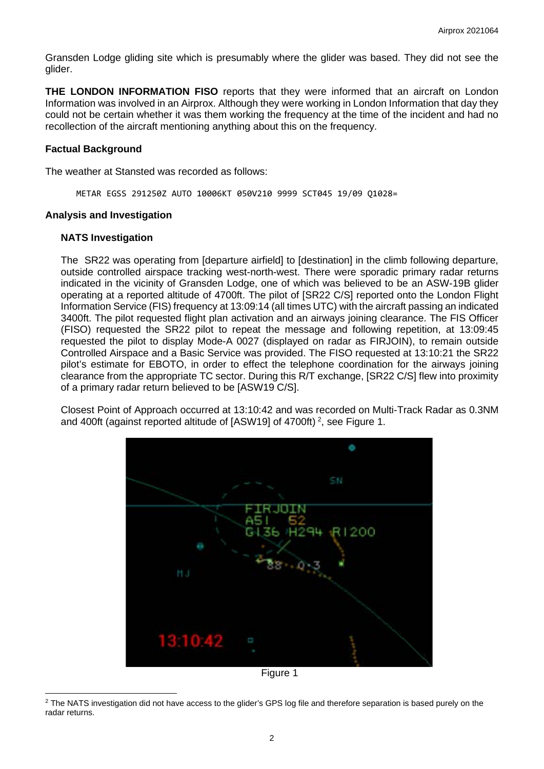Gransden Lodge gliding site which is presumably where the glider was based. They did not see the glider.

**THE LONDON INFORMATION FISO** reports that they were informed that an aircraft on London Information was involved in an Airprox. Although they were working in London Information that day they could not be certain whether it was them working the frequency at the time of the incident and had no recollection of the aircraft mentioning anything about this on the frequency.

### Factual Background

The weather at Stansted was recorded as follows:

```
METAR EGSS 291250Z AUTO 10006KT 050V210 9999 SCT045 19/09 Q1028=
```

### Analysis and Investigation

#### NATS Investigation

The SR22 was operating from [departure airfield] to [destination] in the climb following departure, outside controlled airspace tracking west-north-west. There were sporadic primary radar returns indicated in the vicinity of Gransden Lodge, one of which was believed to be an ASW-19B glider operating at a reported altitude of 4700ft. The pilot of [SR22 C/S] reported onto the London Flight Information Service (FIS) frequency at 13:09:14 (all times UTC) with the aircraft passing an indicated 3400ft. The pilot requested flight plan activation and an airways joining clearance. The FIS Officer (FISO) requested the SR22 pilot to repeat the message and following repetition, at 13:09:45 requested the pilot to display Mode-A 0027 (displayed on radar as FIRJOIN), to remain outside Controlled Airspace and a Basic Service was provided. The FISO requested at 13:10:21 the SR22 pilot's estimate for EBOTO, in order to effect the telephone coordination for the airways joining clearance from the appropriate TC sector. During this R/T exchange, [SR22 C/S] flew into proximity of a primary radar return believed to be [ASW19 C/S].

Closest Point of Approach occurred at 13:10:42 and was recorded on Multi-Track Radar as 0.3NM and 400ft (against reported altitude of [ASW19] of 4700ft) [2], see Figure 1.

Figure 1

[2] The NATS investigation did not have access to the glider's GPS log file and therefore separation is based purely on the radar returns.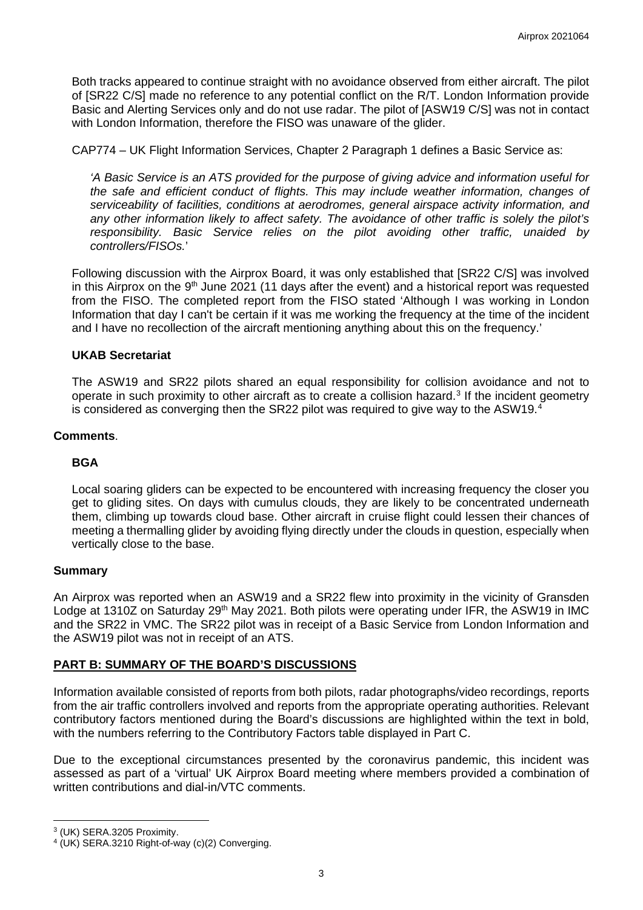Both tracks appeared to continue straight with no avoidance observed from either aircraft. The pilot of [SR22 C/S] made no reference to any potential conflict on the R/T. London Information provide Basic and Alerting Services only and do not use radar. The pilot of [ASW19 C/S] was not in contact with London Information, therefore the FISO was unaware of the glider.

CAP774 – UK Flight Information Services, Chapter 2 Paragraph 1 defines a Basic Service as:

*'A Basic Service is an ATS provided for the purpose of giving advice and information useful for the safe and efficient conduct of flights. This may include weather information, changes of serviceability of facilities, conditions at aerodromes, general airspace activity information, and any other information likely to affect safety. The avoidance of other traffic is solely the pilot's responsibility. Basic Service relies on the pilot avoiding other traffic, unaided by controllers/FISOs.*'

Following discussion with the Airprox Board, it was only established that [SR22 C/S] was involved in this Airprox on the 9th June 2021 (11 days after the event) and a historical report was requested from the FISO. The completed report from the FISO stated 'Although I was working in London Information that day I can't be certain if it was me working the frequency at the time of the incident and I have no recollection of the aircraft mentioning anything about this on the frequency.'

### UKAB Secretariat

The ASW19 and SR22 pilots shared an equal responsibility for collision avoidance and not to operate in such proximity to other aircraft as to create a collision hazard.[3] If the incident geometry is considered as converging then the SR22 pilot was required to give way to the ASW19.[4]

## Comments.

### BGA

Local soaring gliders can be expected to be encountered with increasing frequency the closer you get to gliding sites. On days with cumulus clouds, they are likely to be concentrated underneath them, climbing up towards cloud base. Other aircraft in cruise flight could lessen their chances of meeting a thermalling glider by avoiding flying directly under the clouds in question, especially when vertically close to the base.

## Summary

An Airprox was reported when an ASW19 and a SR22 flew into proximity in the vicinity of Gransden Lodge at 1310Z on Saturday 29th May 2021. Both pilots were operating under IFR, the ASW19 in IMC and the SR22 in VMC. The SR22 pilot was in receipt of a Basic Service from London Information and the ASW19 pilot was not in receipt of an ATS.

## PART B: SUMMARY OF THE BOARD'S DISCUSSIONS

Information available consisted of reports from both pilots, radar photographs/video recordings, reports from the air traffic controllers involved and reports from the appropriate operating authorities. Relevant contributory factors mentioned during the Board's discussions are highlighted within the text in bold, with the numbers referring to the Contributory Factors table displayed in Part C.

Due to the exceptional circumstances presented by the coronavirus pandemic, this incident was assessed as part of a 'virtual' UK Airprox Board meeting where members provided a combination of written contributions and dial-in/VTC comments.

---

[3] (UK) SERA.3205 Proximity.

[4] (UK) SERA.3210 Right-of-way (c)(2) Converging.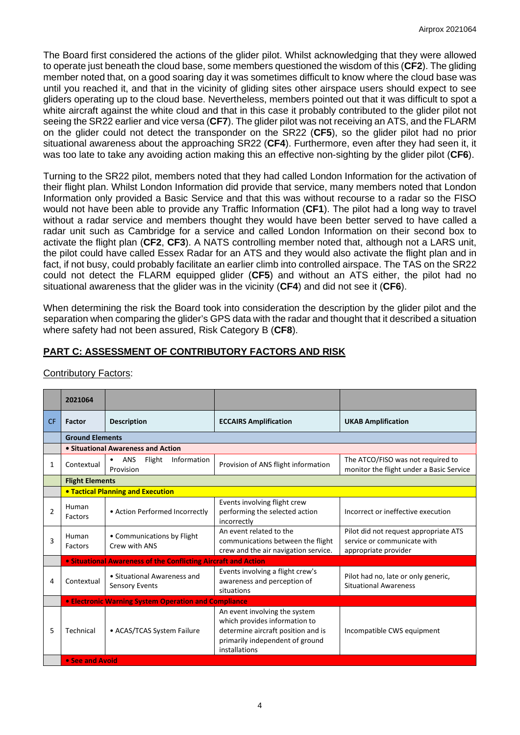The Board first considered the actions of the glider pilot. Whilst acknowledging that they were allowed to operate just beneath the cloud base, some members questioned the wisdom of this (**CF2**). The gliding member noted that, on a good soaring day it was sometimes difficult to know where the cloud base was until you reached it, and that in the vicinity of gliding sites other airspace users should expect to see gliders operating up to the cloud base. Nevertheless, members pointed out that it was difficult to spot a white aircraft against the white cloud and that in this case it probably contributed to the glider pilot not seeing the SR22 earlier and vice versa (**CF7**). The glider pilot was not receiving an ATS, and the FLARM on the glider could not detect the transponder on the SR22 (**CF5**), so the glider pilot had no prior situational awareness about the approaching SR22 (**CF4**). Furthermore, even after they had seen it, it was too late to take any avoiding action making this an effective non-sighting by the glider pilot (**CF6**).

Turning to the SR22 pilot, members noted that they had called London Information for the activation of their flight plan. Whilst London Information did provide that service, many members noted that London Information only provided a Basic Service and that this was without recourse to a radar so the FISO would not have been able to provide any Traffic Information (**CF1**). The pilot had a long way to travel without a radar service and members thought they would have been better served to have called a radar unit such as Cambridge for a service and called London Information on their second box to activate the flight plan (**CF2**, **CF3**). A NATS controlling member noted that, although not a LARS unit, the pilot could have called Essex Radar for an ATS and they would also activate the flight plan and in fact, if not busy, could probably facilitate an earlier climb into controlled airspace. The TAS on the SR22 could not detect the FLARM equipped glider (**CF5**) and without an ATS either, the pilot had no situational awareness that the glider was in the vicinity (**CF4**) and did not see it (**CF6**).

When determining the risk the Board took into consideration the description by the glider pilot and the separation when comparing the glider's GPS data with the radar and thought that it described a situation where safety had not been assured, Risk Category B (**CF8**).

## PART C: ASSESSMENT OF CONTRIBUTORY FACTORS AND RISK

Contributory Factors:

| | 2021064 | | | |
|---|---|---|---|---|
| CF | Factor | Description | ECCAIRS Amplification | UKAB Amplification |
| | **Ground Elements** | | | |
| | **• Situational Awareness and Action** | | | |
| 1 | Contextual | • ANS Flight Information Provision | Provision of ANS flight information | The ATCO/FISO was not required to monitor the flight under a Basic Service |
| | **Flight Elements** | | | |
| | **• Tactical Planning and Execution** | | | |
| 2 | Human Factors | • Action Performed Incorrectly | Events involving flight crew performing the selected action incorrectly | Incorrect or ineffective execution |
| 3 | Human Factors | • Communications by Flight Crew with ANS | An event related to the communications between the flight crew and the air navigation service. | Pilot did not request appropriate ATS service or communicate with appropriate provider |
| | **• Situational Awareness of the Conflicting Aircraft and Action** | | | |
| 4 | Contextual | • Situational Awareness and Sensory Events | Events involving a flight crew's awareness and perception of situations | Pilot had no, late or only generic, Situational Awareness |
| | **• Electronic Warning System Operation and Compliance** | | | |
| 5 | Technical | • ACAS/TCAS System Failure | An event involving the system which provides information to determine aircraft position and is primarily independent of ground installations | Incompatible CWS equipment |
| | **• See and Avoid** | | | |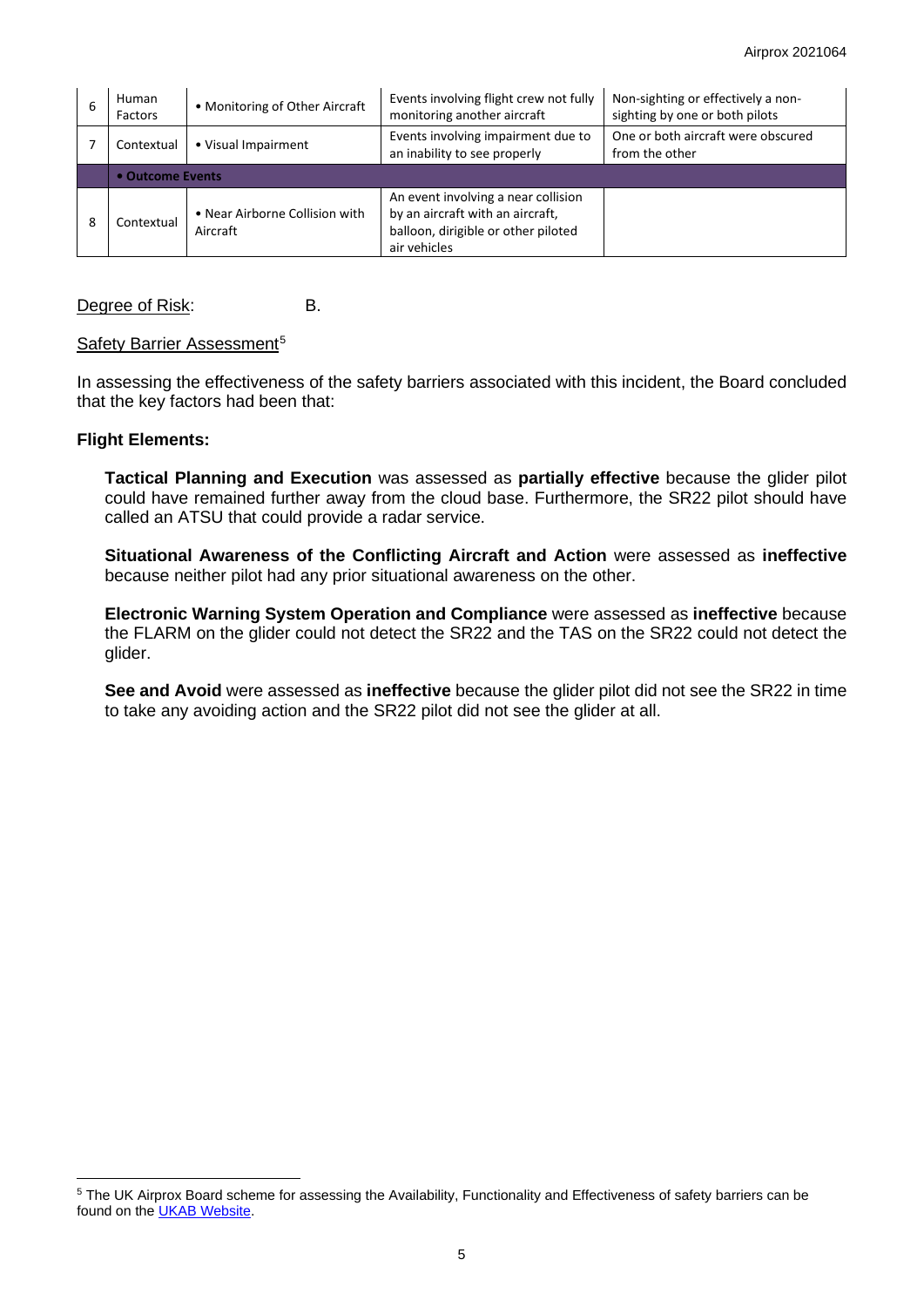| 6 | Human Factors | • Monitoring of Other Aircraft | Events involving flight crew not fully monitoring another aircraft | Non-sighting or effectively a non-sighting by one or both pilots |
|---|---|---|---|---|
| 7 | Contextual | • Visual Impairment | Events involving impairment due to an inability to see properly | One or both aircraft were obscured from the other |
| | **• Outcome Events** | | | |
| 8 | Contextual | • Near Airborne Collision with Aircraft | An event involving a near collision by an aircraft with an aircraft, balloon, dirigible or other piloted air vehicles | |

Degree of Risk: B.

Safety Barrier Assessment[5]

In assessing the effectiveness of the safety barriers associated with this incident, the Board concluded that the key factors had been that:

**Flight Elements:**

**Tactical Planning and Execution** was assessed as **partially effective** because the glider pilot could have remained further away from the cloud base. Furthermore, the SR22 pilot should have called an ATSU that could provide a radar service.

**Situational Awareness of the Conflicting Aircraft and Action** were assessed as **ineffective** because neither pilot had any prior situational awareness on the other.

**Electronic Warning System Operation and Compliance** were assessed as **ineffective** because the FLARM on the glider could not detect the SR22 and the TAS on the SR22 could not detect the glider.

**See and Avoid** were assessed as **ineffective** because the glider pilot did not see the SR22 in time to take any avoiding action and the SR22 pilot did not see the glider at all.

[5] The UK Airprox Board scheme for assessing the Availability, Functionality and Effectiveness of safety barriers can be found on the UKAB Website.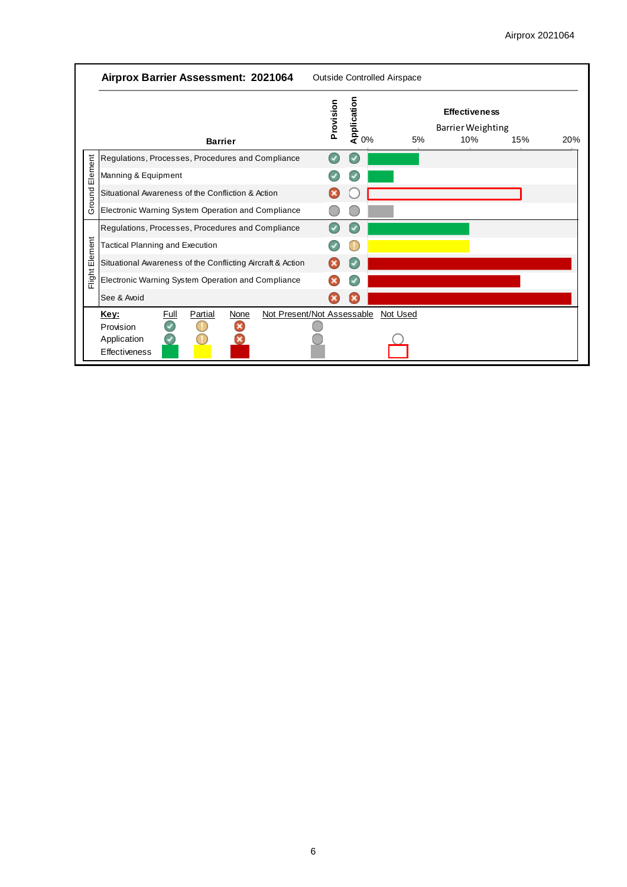**Airprox Barrier Assessment: 2021064** Outside Controlled Airspace

Barrier

Provision

Application

Effectiveness

Barrier Weighting

0% 5% 10% 15% 20%

Ground Element

Regulations, Processes, Procedures and Compliance

Manning & Equipment

Situational Awareness of the Confliction & Action

Electronic Warning System Operation and Compliance

Flight Element

Regulations, Processes, Procedures and Compliance

Tactical Planning and Execution

Situational Awareness of the Conflicting Aircraft & Action

Electronic Warning System Operation and Compliance

See & Avoid

**Key:** Full Partial None Not Present/Not Assessable Not Used

Provision

Application

Effectiveness